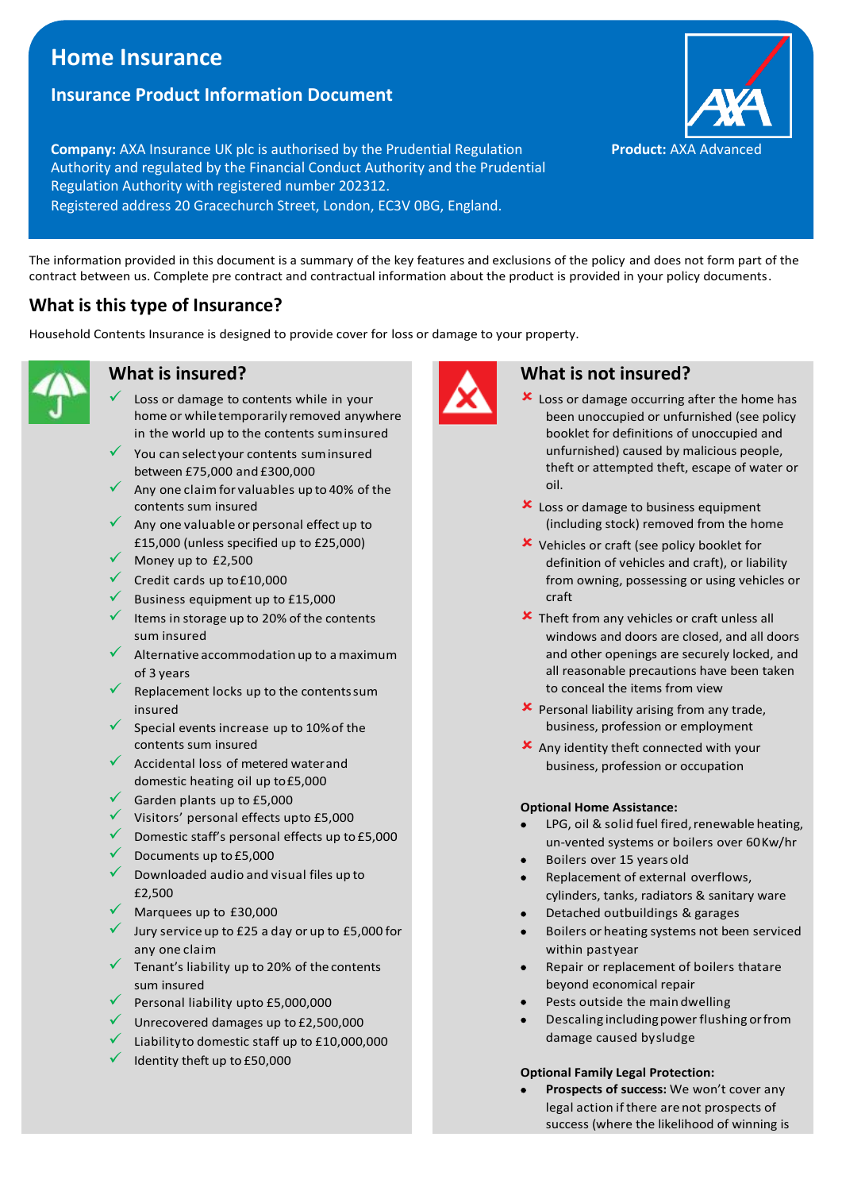# Home Insurance

## Insurance Product Information Document

**Company:** AXA Insurance UK plc is authorised by the Prudential Regulation Authority and regulated by the Financial Conduct Authority and the Prudential Regulation Authority with registered number 202312.
Registered address 20 Gracechurch Street, London, EC3V 0BG, England.

**Product:** AXA Advanced

The information provided in this document is a summary of the key features and exclusions of the policy and does not form part of the contract between us. Complete pre contract and contractual information about the product is provided in your policy documents.

## What is this type of Insurance?

Household Contents Insurance is designed to provide cover for loss or damage to your property.

## What is insured?

- ✓ Loss or damage to contents while in your home or while temporarily removed anywhere in the world up to the contents sum insured
- ✓ You can select your contents sum insured between £75,000 and £300,000
- ✓ Any one claim for valuables up to 40% of the contents sum insured
- ✓ Any one valuable or personal effect up to £15,000 (unless specified up to £25,000)
- ✓ Money up to £2,500
- ✓ Credit cards up to £10,000
- ✓ Business equipment up to £15,000
- ✓ Items in storage up to 20% of the contents sum insured
- ✓ Alternative accommodation up to a maximum of 3 years
- ✓ Replacement locks up to the contents sum insured
- ✓ Special events increase up to 10% of the contents sum insured
- ✓ Accidental loss of metered water and domestic heating oil up to £5,000
- ✓ Garden plants up to £5,000
- ✓ Visitors' personal effects up to £5,000
- ✓ Domestic staff's personal effects up to £5,000
- ✓ Documents up to £5,000
- ✓ Downloaded audio and visual files up to £2,500
- ✓ Marquees up to £30,000
- ✓ Jury service up to £25 a day or up to £5,000 for any one claim
- ✓ Tenant's liability up to 20% of the contents sum insured
- ✓ Personal liability up to £5,000,000
- ✓ Unrecovered damages up to £2,500,000
- ✓ Liability to domestic staff up to £10,000,000
- ✓ Identity theft up to £50,000

## What is not insured?

- ✗ Loss or damage occurring after the home has been unoccupied or unfurnished (see policy booklet for definitions of unoccupied and unfurnished) caused by malicious people, theft or attempted theft, escape of water or oil.
- ✗ Loss or damage to business equipment (including stock) removed from the home
- ✗ Vehicles or craft (see policy booklet for definition of vehicles and craft), or liability from owning, possessing or using vehicles or craft
- ✗ Theft from any vehicles or craft unless all windows and doors are closed, and all doors and other openings are securely locked, and all reasonable precautions have been taken to conceal the items from view
- ✗ Personal liability arising from any trade, business, profession or employment
- ✗ Any identity theft connected with your business, profession or occupation

**Optional Home Assistance:**

- LPG, oil & solid fuel fired, renewable heating, un-vented systems or boilers over 60Kw/hr
- Boilers over 15 years old
- Replacement of external overflows, cylinders, tanks, radiators & sanitary ware
- Detached outbuildings & garages
- Boilers or heating systems not been serviced within past year
- Repair or replacement of boilers that are beyond economical repair
- Pests outside the main dwelling
- Descaling including power flushing or from damage caused by sludge

**Optional Family Legal Protection:**

- **Prospects of success:** We won't cover any legal action if there are not prospects of success (where the likelihood of winning is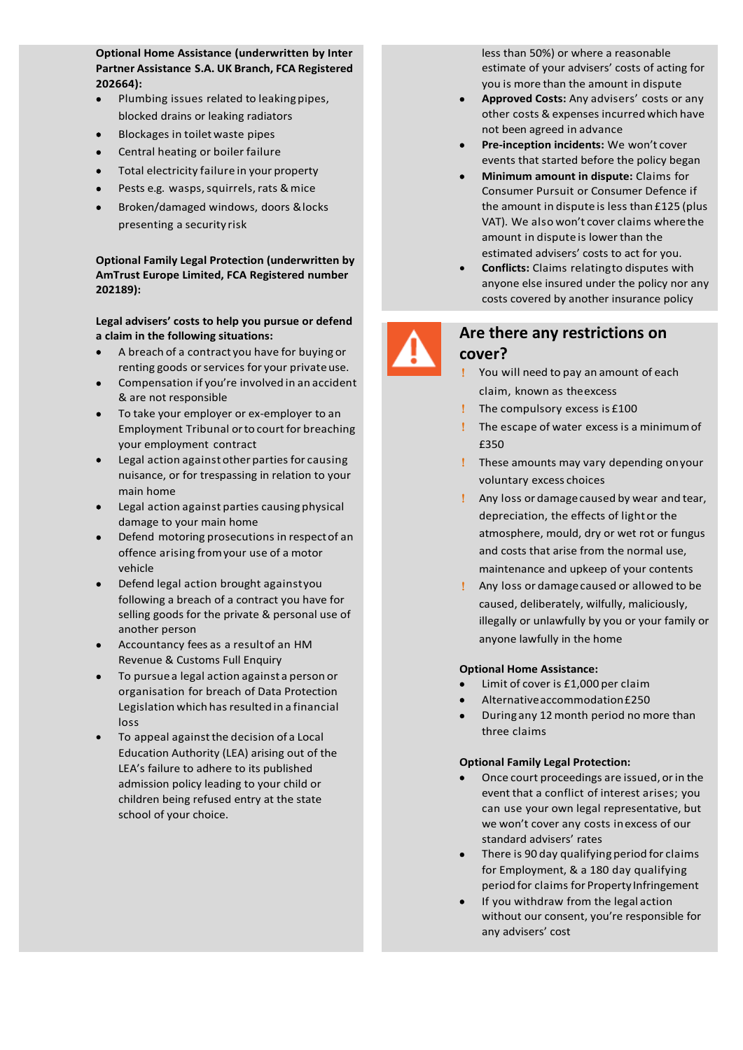**Optional Home Assistance (underwritten by Inter Partner Assistance S.A. UK Branch, FCA Registered 202664):**

- Plumbing issues related to leaking pipes, blocked drains or leaking radiators
- Blockages in toilet waste pipes
- Central heating or boiler failure
- Total electricity failure in your property
- Pests e.g. wasps, squirrels, rats & mice
- Broken/damaged windows, doors & locks presenting a security risk

**Optional Family Legal Protection (underwritten by AmTrust Europe Limited, FCA Registered number 202189):**

**Legal advisers' costs to help you pursue or defend a claim in the following situations:**

- A breach of a contract you have for buying or renting goods or services for your private use.
- Compensation if you're involved in an accident & are not responsible
- To take your employer or ex-employer to an Employment Tribunal or to court for breaching your employment contract
- Legal action against other parties for causing nuisance, or for trespassing in relation to your main home
- Legal action against parties causing physical damage to your main home
- Defend motoring prosecutions in respect of an offence arising from your use of a motor vehicle
- Defend legal action brought against you following a breach of a contract you have for selling goods for the private & personal use of another person
- Accountancy fees as a result of an HM Revenue & Customs Full Enquiry
- To pursue a legal action against a person or organisation for breach of Data Protection Legislation which has resulted in a financial loss
- To appeal against the decision of a Local Education Authority (LEA) arising out of the LEA's failure to adhere to its published admission policy leading to your child or children being refused entry at the state school of your choice.

less than 50%) or where a reasonable estimate of your advisers' costs of acting for you is more than the amount in dispute

- **Approved Costs:** Any advisers' costs or any other costs & expenses incurred which have not been agreed in advance
- **Pre-inception incidents:** We won't cover events that started before the policy began
- **Minimum amount in dispute:** Claims for Consumer Pursuit or Consumer Defence if the amount in dispute is less than £125 (plus VAT). We also won't cover claims where the amount in dispute is lower than the estimated advisers' costs to act for you.
- **Conflicts:** Claims relating to disputes with anyone else insured under the policy nor any costs covered by another insurance policy

## Are there any restrictions on cover?

- ! You will need to pay an amount of each claim, known as the excess
- ! The compulsory excess is £100
- ! The escape of water excess is a minimum of £350
- ! These amounts may vary depending on your voluntary excess choices
- ! Any loss or damage caused by wear and tear, depreciation, the effects of light or the atmosphere, mould, dry or wet rot or fungus and costs that arise from the normal use, maintenance and upkeep of your contents
- ! Any loss or damage caused or allowed to be caused, deliberately, wilfully, maliciously, illegally or unlawfully by you or your family or anyone lawfully in the home

**Optional Home Assistance:**

- Limit of cover is £1,000 per claim
- Alternative accommodation £250
- During any 12 month period no more than three claims

**Optional Family Legal Protection:**

- Once court proceedings are issued, or in the event that a conflict of interest arises; you can use your own legal representative, but we won't cover any costs in excess of our standard advisers' rates
- There is 90 day qualifying period for claims for Employment, & a 180 day qualifying period for claims for Property Infringement
- If you withdraw from the legal action without our consent, you're responsible for any advisers' cost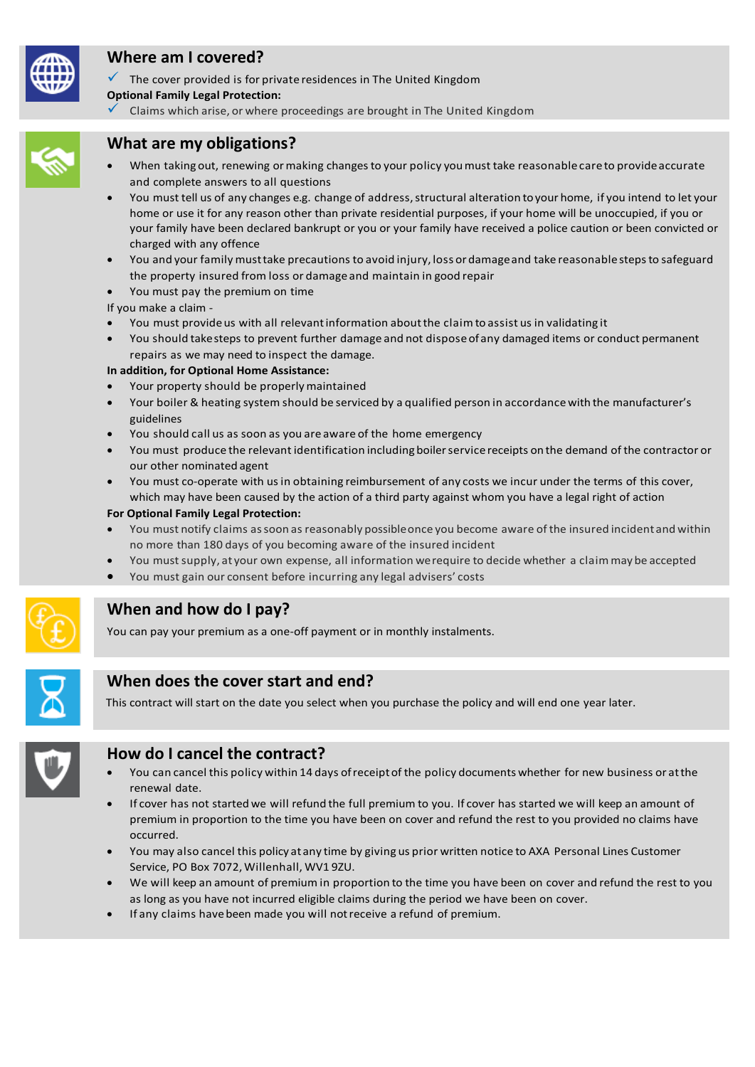## Where am I covered?

- ✓ The cover provided is for private residences in The United Kingdom

**Optional Family Legal Protection:**

- ✓ Claims which arise, or where proceedings are brought in The United Kingdom

## What are my obligations?

- When taking out, renewing or making changes to your policy you must take reasonable care to provide accurate and complete answers to all questions
- You must tell us of any changes e.g. change of address, structural alteration to your home, if you intend to let your home or use it for any reason other than private residential purposes, if your home will be unoccupied, if you or your family have been declared bankrupt or you or your family have received a police caution or been convicted or charged with any offence
- You and your family must take precautions to avoid injury, loss or damage and take reasonable steps to safeguard the property insured from loss or damage and maintain in good repair
- You must pay the premium on time

If you make a claim -

- You must provide us with all relevant information about the claim to assist us in validating it
- You should take steps to prevent further damage and not dispose of any damaged items or conduct permanent repairs as we may need to inspect the damage.

**In addition, for Optional Home Assistance:**

- Your property should be properly maintained
- Your boiler & heating system should be serviced by a qualified person in accordance with the manufacturer's guidelines
- You should call us as soon as you are aware of the home emergency
- You must produce the relevant identification including boiler service receipts on the demand of the contractor or our other nominated agent
- You must co-operate with us in obtaining reimbursement of any costs we incur under the terms of this cover, which may have been caused by the action of a third party against whom you have a legal right of action

**For Optional Family Legal Protection:**

- You must notify claims as soon as reasonably possible once you become aware of the insured incident and within no more than 180 days of you becoming aware of the insured incident
- You must supply, at your own expense, all information we require to decide whether a claim may be accepted
- You must gain our consent before incurring any legal advisers' costs

## When and how do I pay?

You can pay your premium as a one-off payment or in monthly instalments.

## When does the cover start and end?

This contract will start on the date you select when you purchase the policy and will end one year later.

## How do I cancel the contract?

- You can cancel this policy within 14 days of receipt of the policy documents whether for new business or at the renewal date.
- If cover has not started we will refund the full premium to you. If cover has started we will keep an amount of premium in proportion to the time you have been on cover and refund the rest to you provided no claims have occurred.
- You may also cancel this policy at any time by giving us prior written notice to AXA Personal Lines Customer Service, PO Box 7072, Willenhall, WV1 9ZU.
- We will keep an amount of premium in proportion to the time you have been on cover and refund the rest to you as long as you have not incurred eligible claims during the period we have been on cover.
- If any claims have been made you will not receive a refund of premium.